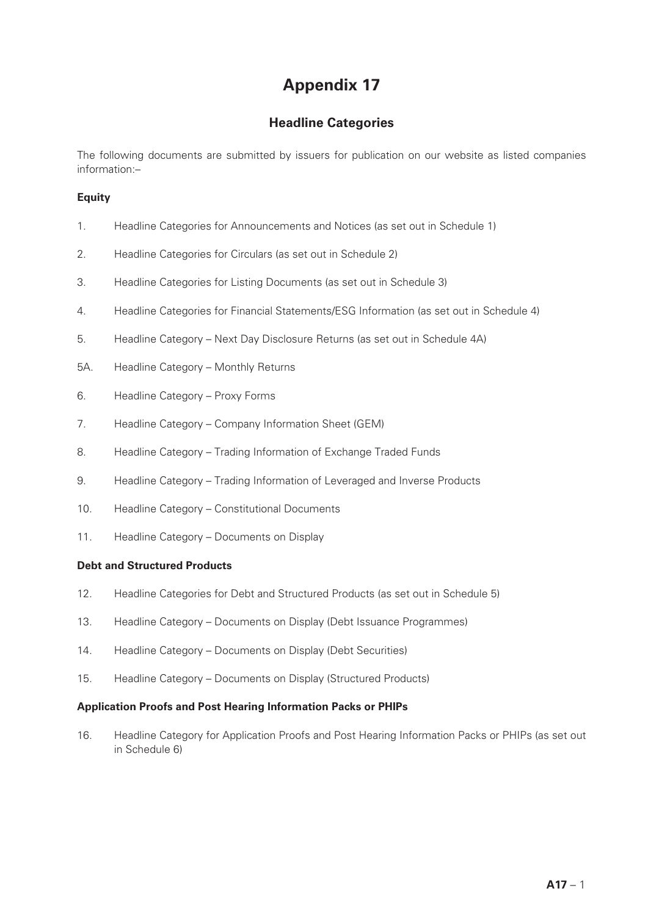# Appendix 17

## Headline Categories

The following documents are submitted by issuers for publication on our website as listed companies information:–

**Equity**

1. Headline Categories for Announcements and Notices (as set out in Schedule 1)

2. Headline Categories for Circulars (as set out in Schedule 2)

3. Headline Categories for Listing Documents (as set out in Schedule 3)

4. Headline Categories for Financial Statements/ESG Information (as set out in Schedule 4)

5. Headline Category – Next Day Disclosure Returns (as set out in Schedule 4A)

5A. Headline Category – Monthly Returns

6. Headline Category – Proxy Forms

7. Headline Category – Company Information Sheet (GEM)

8. Headline Category – Trading Information of Exchange Traded Funds

9. Headline Category – Trading Information of Leveraged and Inverse Products

10. Headline Category – Constitutional Documents

11. Headline Category – Documents on Display

**Debt and Structured Products**

12. Headline Categories for Debt and Structured Products (as set out in Schedule 5)

13. Headline Category – Documents on Display (Debt Issuance Programmes)

14. Headline Category – Documents on Display (Debt Securities)

15. Headline Category – Documents on Display (Structured Products)

**Application Proofs and Post Hearing Information Packs or PHIPs**

16. Headline Category for Application Proofs and Post Hearing Information Packs or PHIPs (as set out in Schedule 6)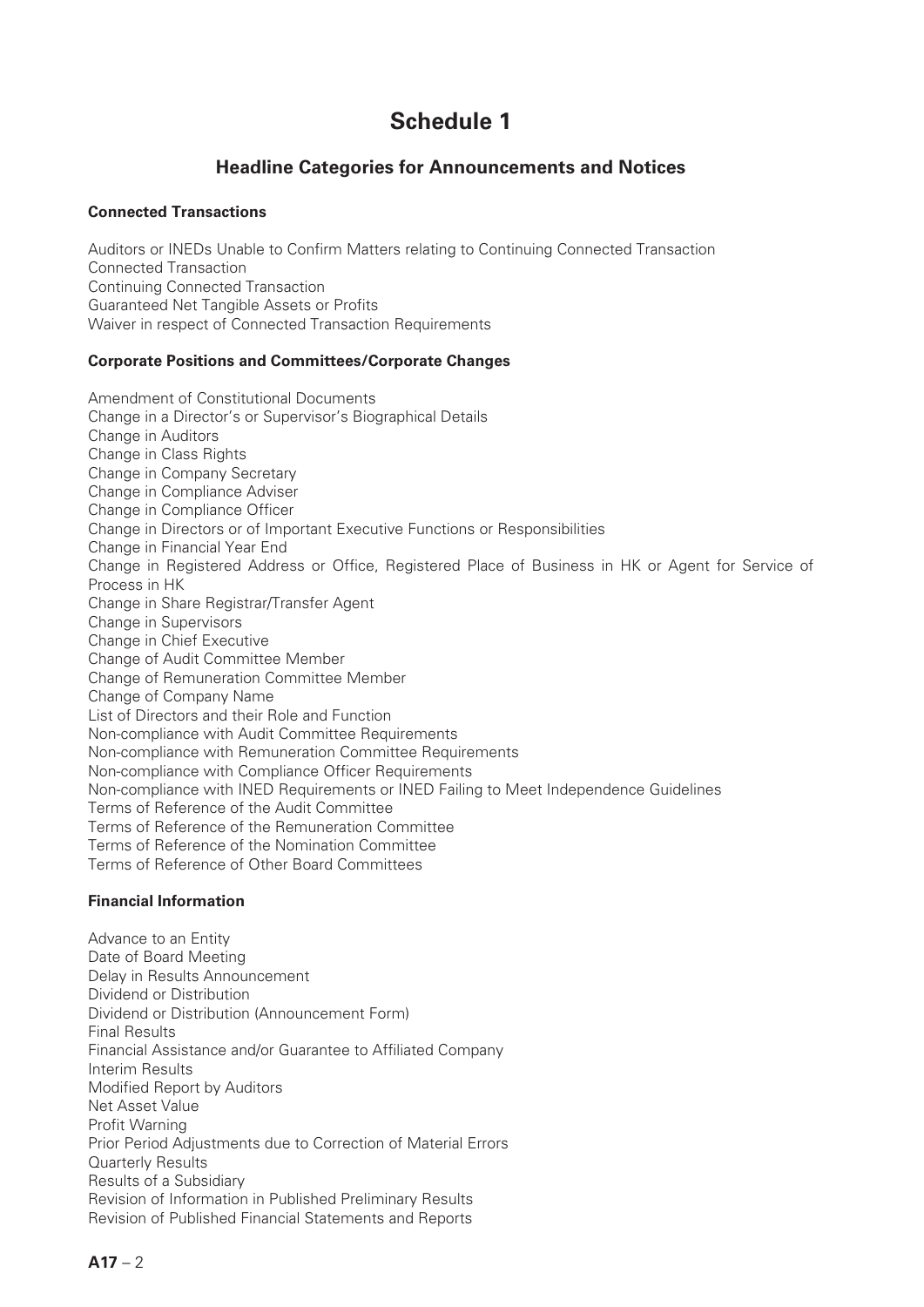# Schedule 1

## Headline Categories for Announcements and Notices

### Connected Transactions

Auditors or INEDs Unable to Confirm Matters relating to Continuing Connected Transaction
Connected Transaction
Continuing Connected Transaction
Guaranteed Net Tangible Assets or Profits
Waiver in respect of Connected Transaction Requirements

### Corporate Positions and Committees/Corporate Changes

Amendment of Constitutional Documents
Change in a Director's or Supervisor's Biographical Details
Change in Auditors
Change in Class Rights
Change in Company Secretary
Change in Compliance Adviser
Change in Compliance Officer
Change in Directors or of Important Executive Functions or Responsibilities
Change in Financial Year End
Change in Registered Address or Office, Registered Place of Business in HK or Agent for Service of Process in HK
Change in Share Registrar/Transfer Agent
Change in Supervisors
Change in Chief Executive
Change of Audit Committee Member
Change of Remuneration Committee Member
Change of Company Name
List of Directors and their Role and Function
Non-compliance with Audit Committee Requirements
Non-compliance with Remuneration Committee Requirements
Non-compliance with Compliance Officer Requirements
Non-compliance with INED Requirements or INED Failing to Meet Independence Guidelines
Terms of Reference of the Audit Committee
Terms of Reference of the Remuneration Committee
Terms of Reference of the Nomination Committee
Terms of Reference of Other Board Committees

### Financial Information

Advance to an Entity
Date of Board Meeting
Delay in Results Announcement
Dividend or Distribution
Dividend or Distribution (Announcement Form)
Final Results
Financial Assistance and/or Guarantee to Affiliated Company
Interim Results
Modified Report by Auditors
Net Asset Value
Profit Warning
Prior Period Adjustments due to Correction of Material Errors
Quarterly Results
Results of a Subsidiary
Revision of Information in Published Preliminary Results
Revision of Published Financial Statements and Reports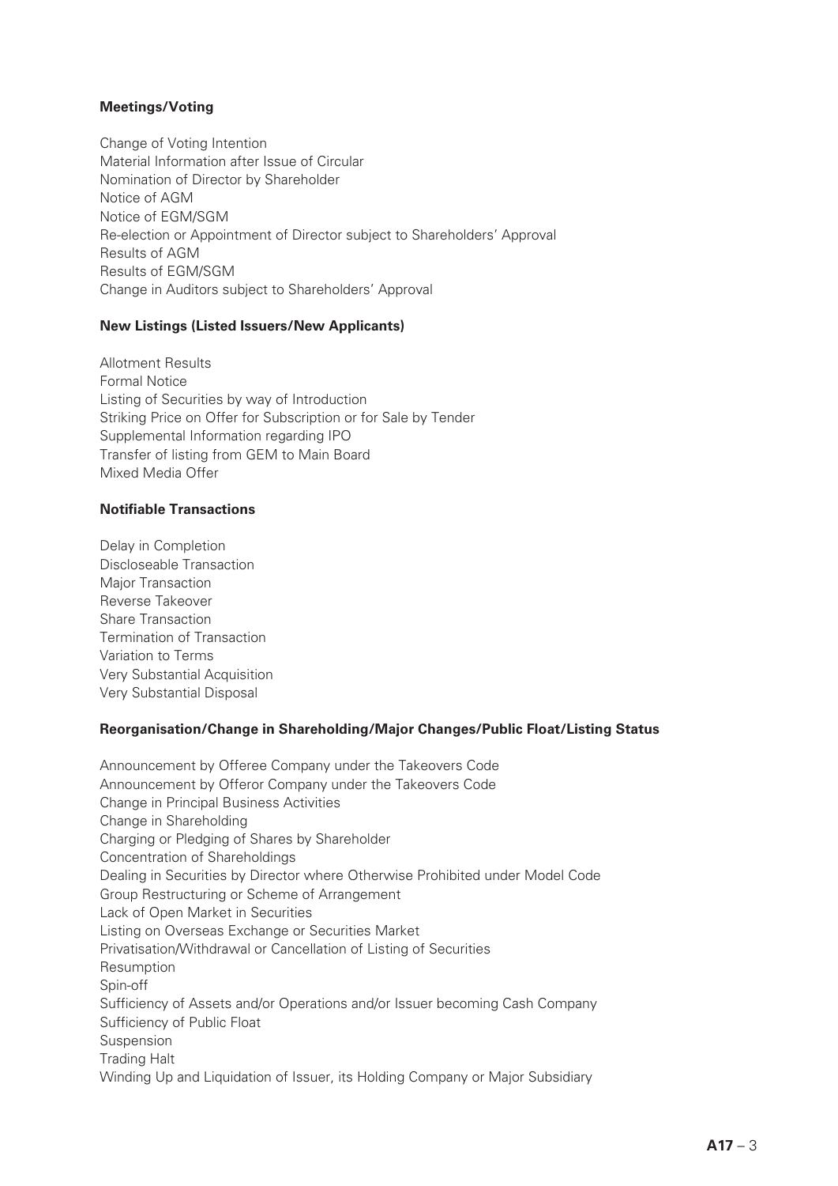**Meetings/Voting**

Change of Voting Intention
Material Information after Issue of Circular
Nomination of Director by Shareholder
Notice of AGM
Notice of EGM/SGM
Re-election or Appointment of Director subject to Shareholders' Approval
Results of AGM
Results of EGM/SGM
Change in Auditors subject to Shareholders' Approval

**New Listings (Listed Issuers/New Applicants)**

Allotment Results
Formal Notice
Listing of Securities by way of Introduction
Striking Price on Offer for Subscription or for Sale by Tender
Supplemental Information regarding IPO
Transfer of listing from GEM to Main Board
Mixed Media Offer

**Notifiable Transactions**

Delay in Completion
Discloseable Transaction
Major Transaction
Reverse Takeover
Share Transaction
Termination of Transaction
Variation to Terms
Very Substantial Acquisition
Very Substantial Disposal

**Reorganisation/Change in Shareholding/Major Changes/Public Float/Listing Status**

Announcement by Offeree Company under the Takeovers Code
Announcement by Offeror Company under the Takeovers Code
Change in Principal Business Activities
Change in Shareholding
Charging or Pledging of Shares by Shareholder
Concentration of Shareholdings
Dealing in Securities by Director where Otherwise Prohibited under Model Code
Group Restructuring or Scheme of Arrangement
Lack of Open Market in Securities
Listing on Overseas Exchange or Securities Market
Privatisation/Withdrawal or Cancellation of Listing of Securities
Resumption
Spin-off
Sufficiency of Assets and/or Operations and/or Issuer becoming Cash Company
Sufficiency of Public Float
Suspension
Trading Halt
Winding Up and Liquidation of Issuer, its Holding Company or Major Subsidiary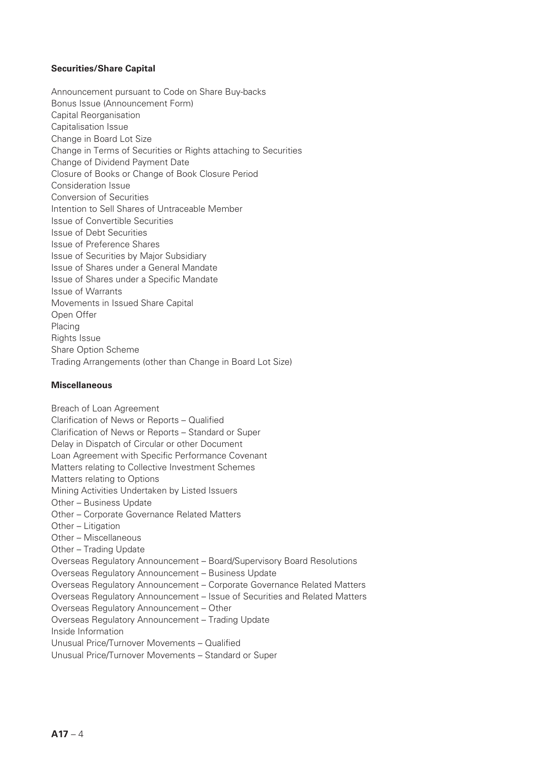**Securities/Share Capital**

Announcement pursuant to Code on Share Buy-backs
Bonus Issue (Announcement Form)
Capital Reorganisation
Capitalisation Issue
Change in Board Lot Size
Change in Terms of Securities or Rights attaching to Securities
Change of Dividend Payment Date
Closure of Books or Change of Book Closure Period
Consideration Issue
Conversion of Securities
Intention to Sell Shares of Untraceable Member
Issue of Convertible Securities
Issue of Debt Securities
Issue of Preference Shares
Issue of Securities by Major Subsidiary
Issue of Shares under a General Mandate
Issue of Shares under a Specific Mandate
Issue of Warrants
Movements in Issued Share Capital
Open Offer
Placing
Rights Issue
Share Option Scheme
Trading Arrangements (other than Change in Board Lot Size)

**Miscellaneous**

Breach of Loan Agreement
Clarification of News or Reports – Qualified
Clarification of News or Reports – Standard or Super
Delay in Dispatch of Circular or other Document
Loan Agreement with Specific Performance Covenant
Matters relating to Collective Investment Schemes
Matters relating to Options
Mining Activities Undertaken by Listed Issuers
Other – Business Update
Other – Corporate Governance Related Matters
Other – Litigation
Other – Miscellaneous
Other – Trading Update
Overseas Regulatory Announcement – Board/Supervisory Board Resolutions
Overseas Regulatory Announcement – Business Update
Overseas Regulatory Announcement – Corporate Governance Related Matters
Overseas Regulatory Announcement – Issue of Securities and Related Matters
Overseas Regulatory Announcement – Other
Overseas Regulatory Announcement – Trading Update
Inside Information
Unusual Price/Turnover Movements – Qualified
Unusual Price/Turnover Movements – Standard or Super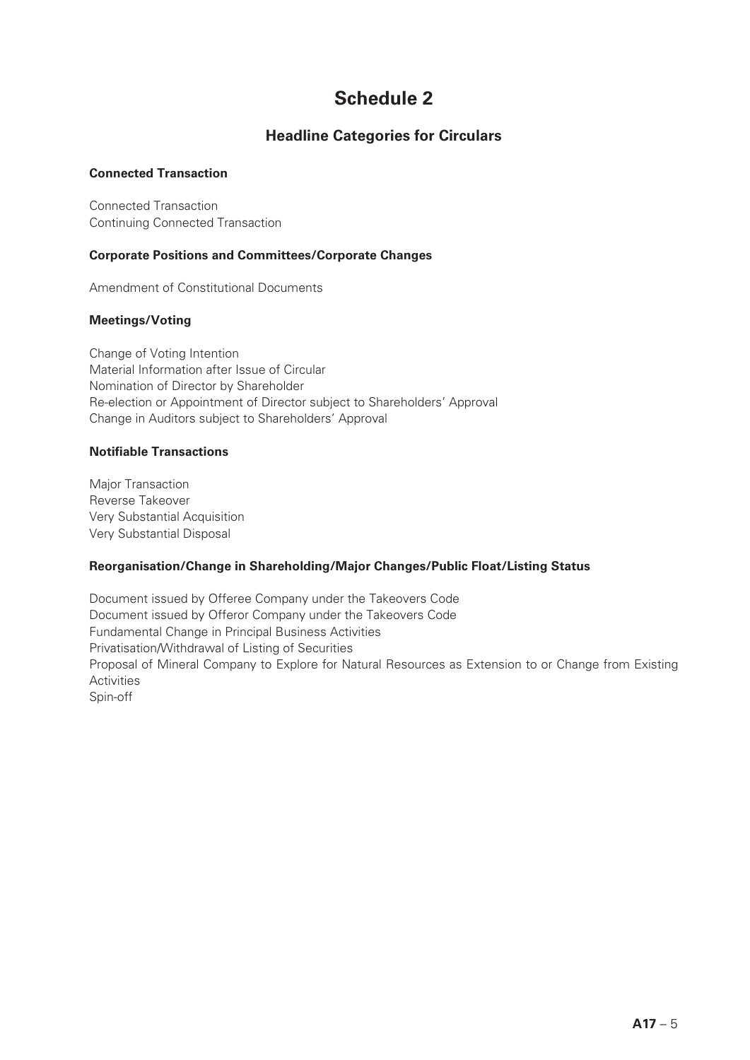# Schedule 2

## Headline Categories for Circulars

**Connected Transaction**

Connected Transaction
Continuing Connected Transaction

**Corporate Positions and Committees/Corporate Changes**

Amendment of Constitutional Documents

**Meetings/Voting**

Change of Voting Intention
Material Information after Issue of Circular
Nomination of Director by Shareholder
Re-election or Appointment of Director subject to Shareholders' Approval
Change in Auditors subject to Shareholders' Approval

**Notifiable Transactions**

Major Transaction
Reverse Takeover
Very Substantial Acquisition
Very Substantial Disposal

**Reorganisation/Change in Shareholding/Major Changes/Public Float/Listing Status**

Document issued by Offeree Company under the Takeovers Code
Document issued by Offeror Company under the Takeovers Code
Fundamental Change in Principal Business Activities
Privatisation/Withdrawal of Listing of Securities
Proposal of Mineral Company to Explore for Natural Resources as Extension to or Change from Existing Activities
Spin-off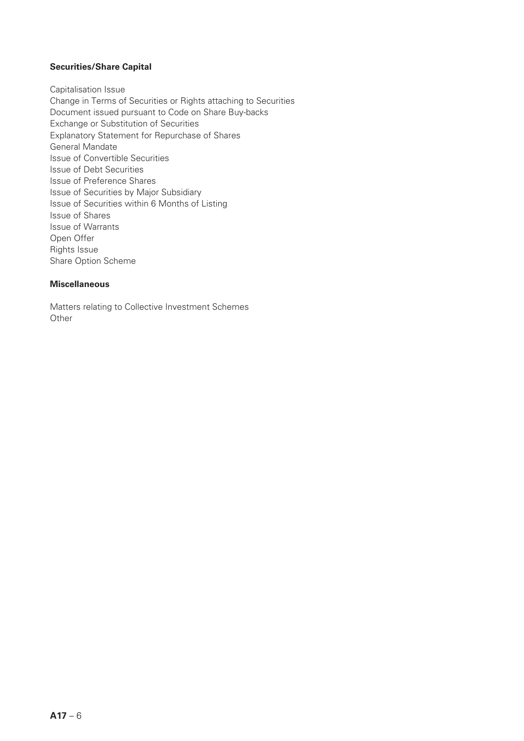**Securities/Share Capital**

Capitalisation Issue
Change in Terms of Securities or Rights attaching to Securities
Document issued pursuant to Code on Share Buy-backs
Exchange or Substitution of Securities
Explanatory Statement for Repurchase of Shares
General Mandate
Issue of Convertible Securities
Issue of Debt Securities
Issue of Preference Shares
Issue of Securities by Major Subsidiary
Issue of Securities within 6 Months of Listing
Issue of Shares
Issue of Warrants
Open Offer
Rights Issue
Share Option Scheme

**Miscellaneous**

Matters relating to Collective Investment Schemes
Other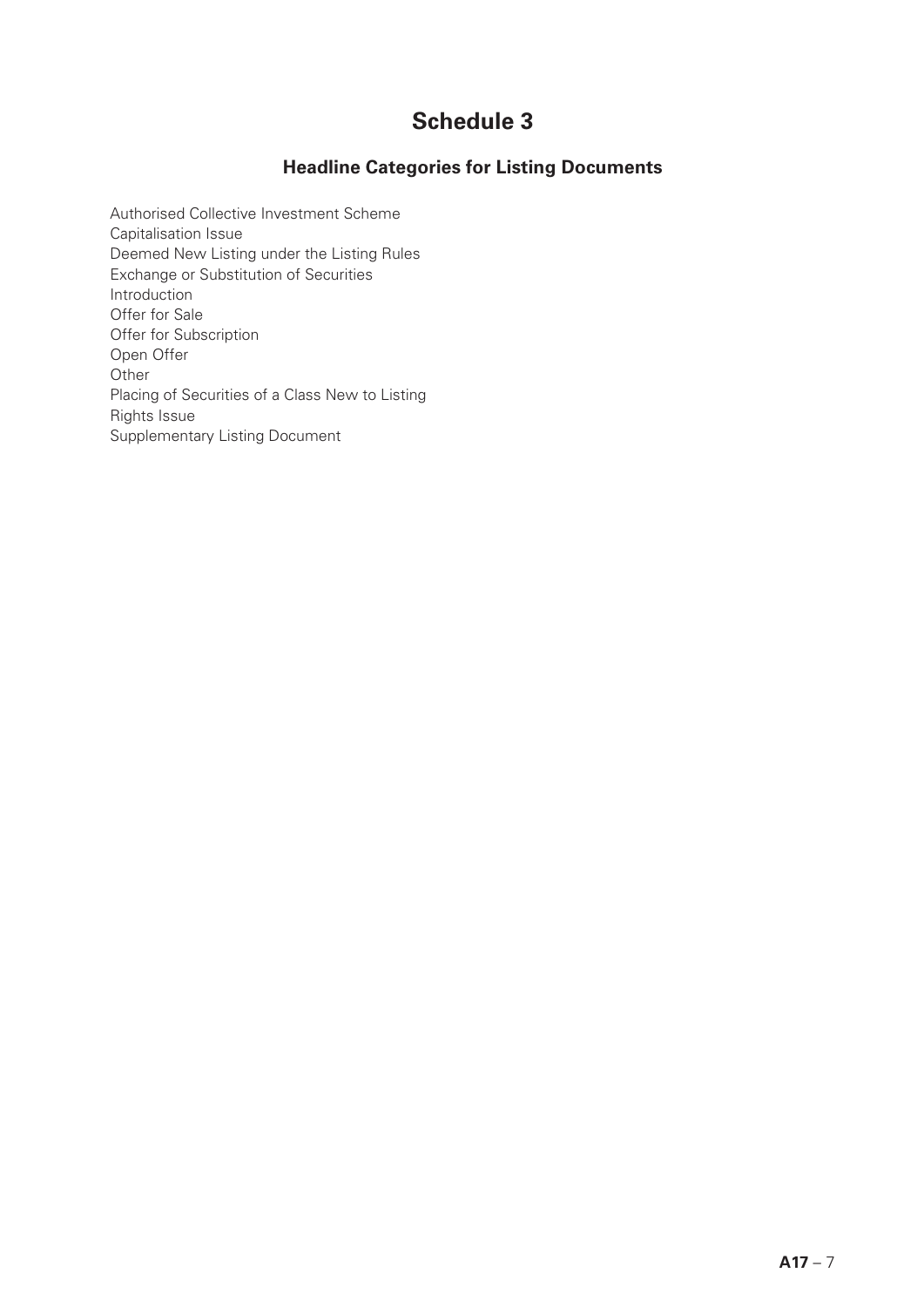# Schedule 3

## Headline Categories for Listing Documents

Authorised Collective Investment Scheme
Capitalisation Issue
Deemed New Listing under the Listing Rules
Exchange or Substitution of Securities
Introduction
Offer for Sale
Offer for Subscription
Open Offer
Other
Placing of Securities of a Class New to Listing
Rights Issue
Supplementary Listing Document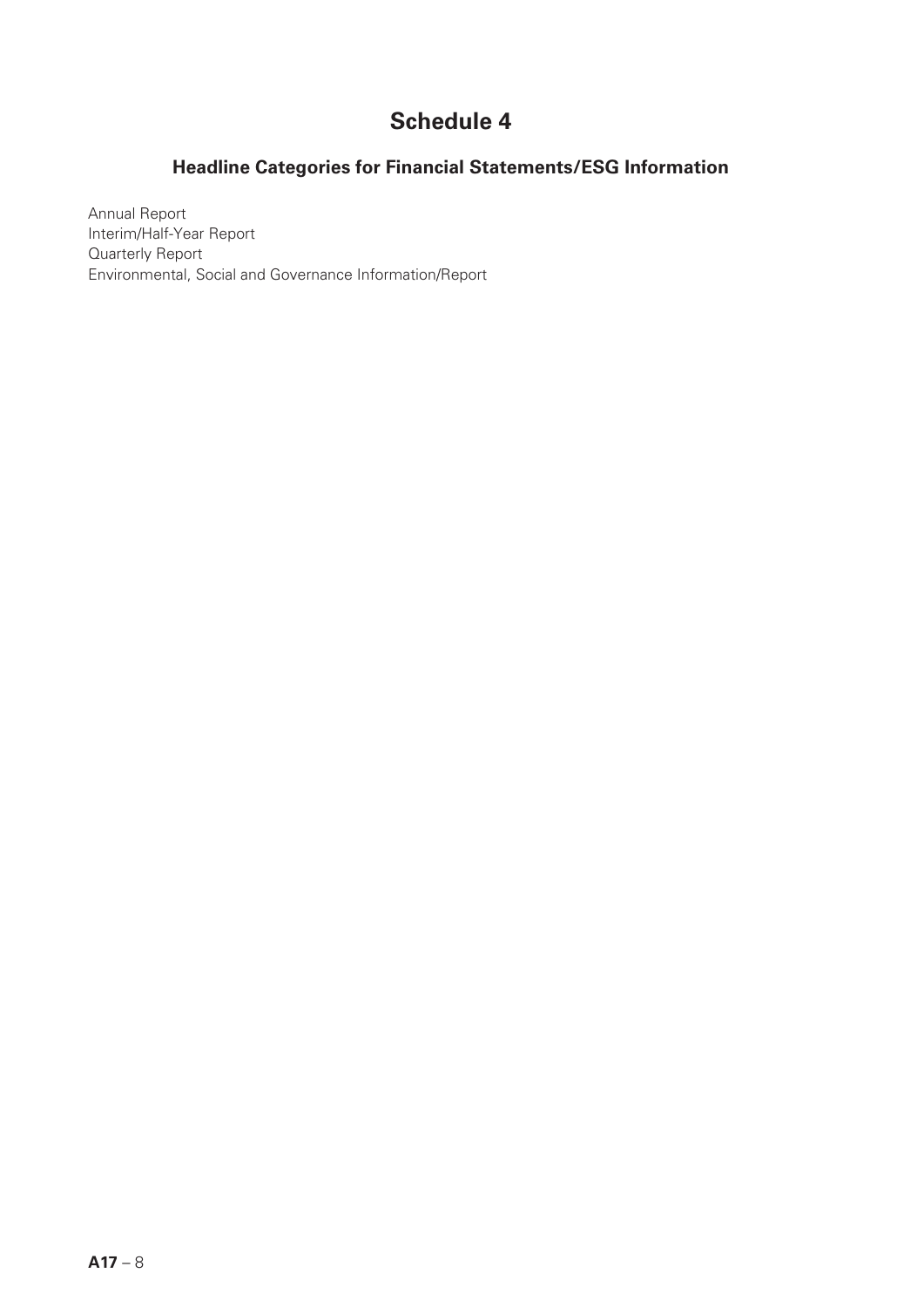# Schedule 4

## Headline Categories for Financial Statements/ESG Information

Annual Report
Interim/Half-Year Report
Quarterly Report
Environmental, Social and Governance Information/Report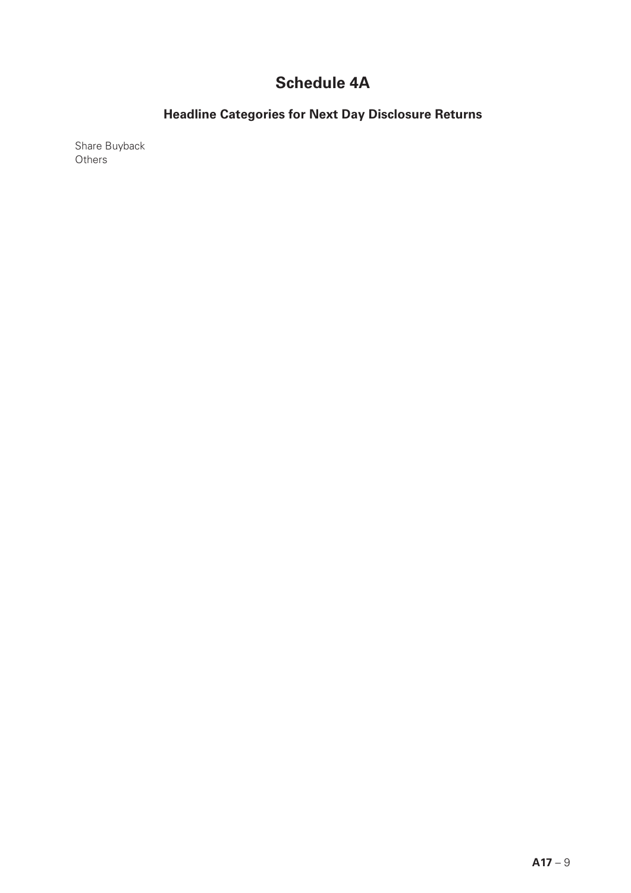# Schedule 4A

## Headline Categories for Next Day Disclosure Returns

Share Buyback
Others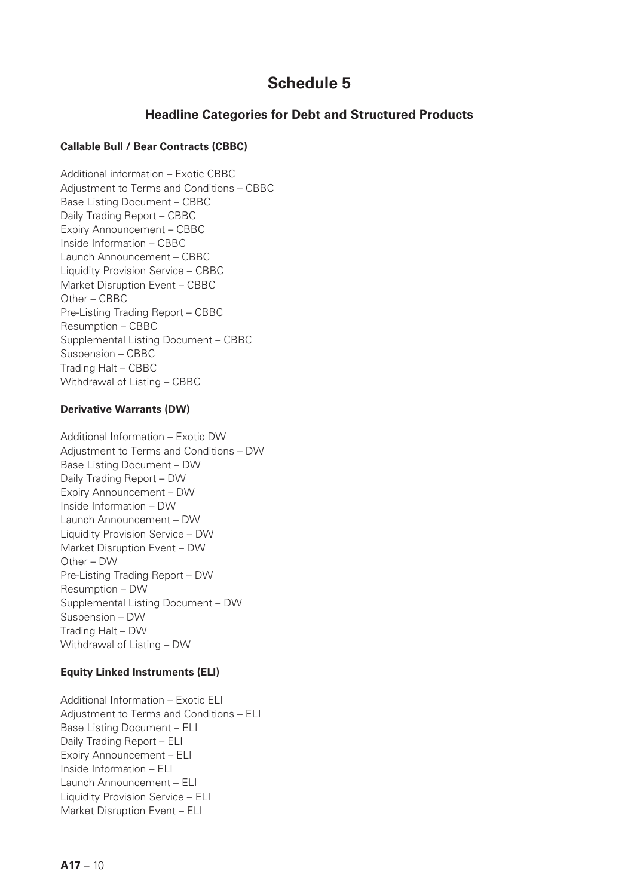# Schedule 5

## Headline Categories for Debt and Structured Products

### Callable Bull / Bear Contracts (CBBC)

Additional information – Exotic CBBC
Adjustment to Terms and Conditions – CBBC
Base Listing Document – CBBC
Daily Trading Report – CBBC
Expiry Announcement – CBBC
Inside Information – CBBC
Launch Announcement – CBBC
Liquidity Provision Service – CBBC
Market Disruption Event – CBBC
Other – CBBC
Pre-Listing Trading Report – CBBC
Resumption – CBBC
Supplemental Listing Document – CBBC
Suspension – CBBC
Trading Halt – CBBC
Withdrawal of Listing – CBBC

### Derivative Warrants (DW)

Additional Information – Exotic DW
Adjustment to Terms and Conditions – DW
Base Listing Document – DW
Daily Trading Report – DW
Expiry Announcement – DW
Inside Information – DW
Launch Announcement – DW
Liquidity Provision Service – DW
Market Disruption Event – DW
Other – DW
Pre-Listing Trading Report – DW
Resumption – DW
Supplemental Listing Document – DW
Suspension – DW
Trading Halt – DW
Withdrawal of Listing – DW

### Equity Linked Instruments (ELI)

Additional Information – Exotic ELI
Adjustment to Terms and Conditions – ELI
Base Listing Document – ELI
Daily Trading Report – ELI
Expiry Announcement – ELI
Inside Information – ELI
Launch Announcement – ELI
Liquidity Provision Service – ELI
Market Disruption Event – ELI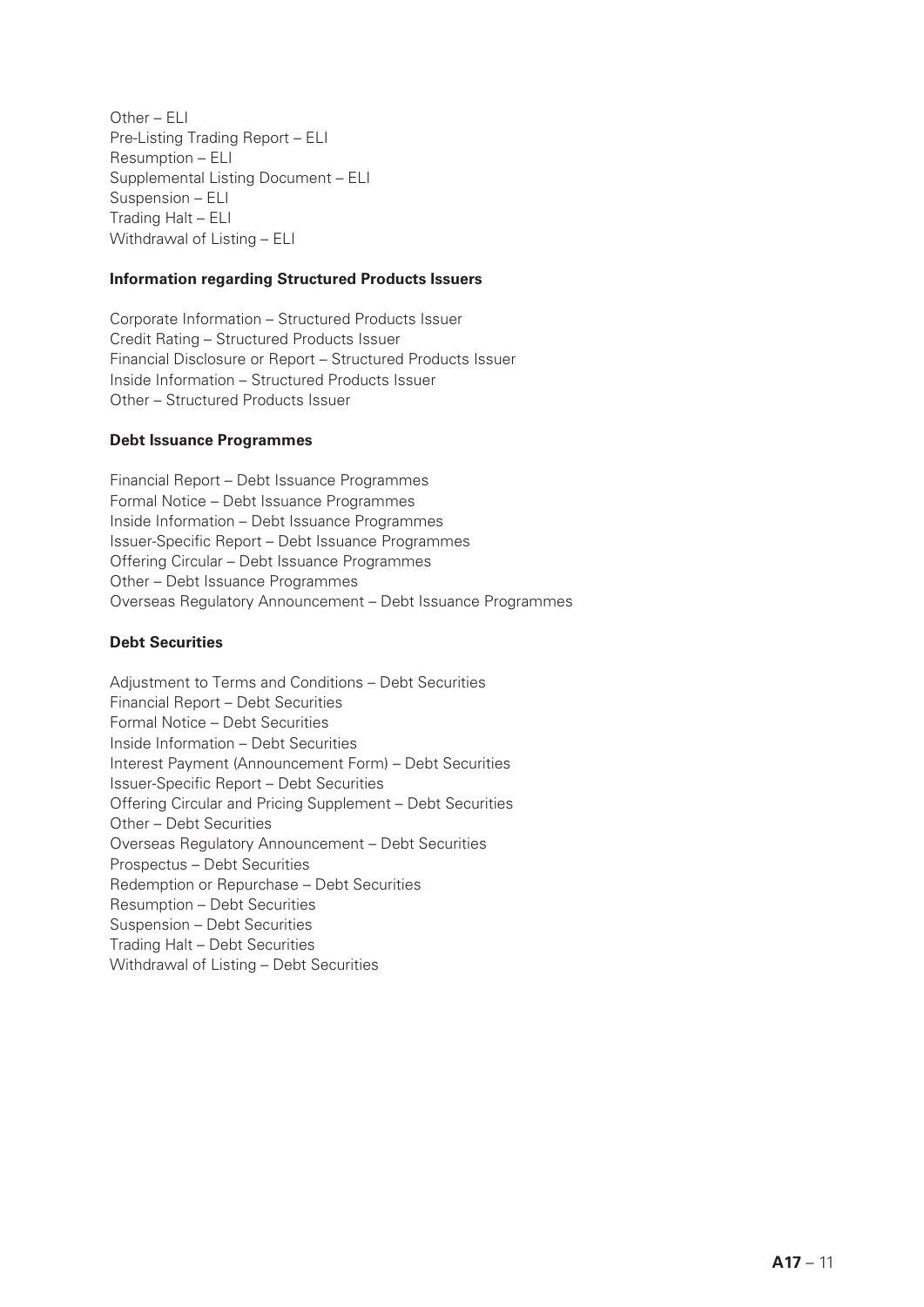Other – ELI
Pre-Listing Trading Report – ELI
Resumption – ELI
Supplemental Listing Document – ELI
Suspension – ELI
Trading Halt – ELI
Withdrawal of Listing – ELI

**Information regarding Structured Products Issuers**

Corporate Information – Structured Products Issuer
Credit Rating – Structured Products Issuer
Financial Disclosure or Report – Structured Products Issuer
Inside Information – Structured Products Issuer
Other – Structured Products Issuer

**Debt Issuance Programmes**

Financial Report – Debt Issuance Programmes
Formal Notice – Debt Issuance Programmes
Inside Information – Debt Issuance Programmes
Issuer-Specific Report – Debt Issuance Programmes
Offering Circular – Debt Issuance Programmes
Other – Debt Issuance Programmes
Overseas Regulatory Announcement – Debt Issuance Programmes

**Debt Securities**

Adjustment to Terms and Conditions – Debt Securities
Financial Report – Debt Securities
Formal Notice – Debt Securities
Inside Information – Debt Securities
Interest Payment (Announcement Form) – Debt Securities
Issuer-Specific Report – Debt Securities
Offering Circular and Pricing Supplement – Debt Securities
Other – Debt Securities
Overseas Regulatory Announcement – Debt Securities
Prospectus – Debt Securities
Redemption or Repurchase – Debt Securities
Resumption – Debt Securities
Suspension – Debt Securities
Trading Halt – Debt Securities
Withdrawal of Listing – Debt Securities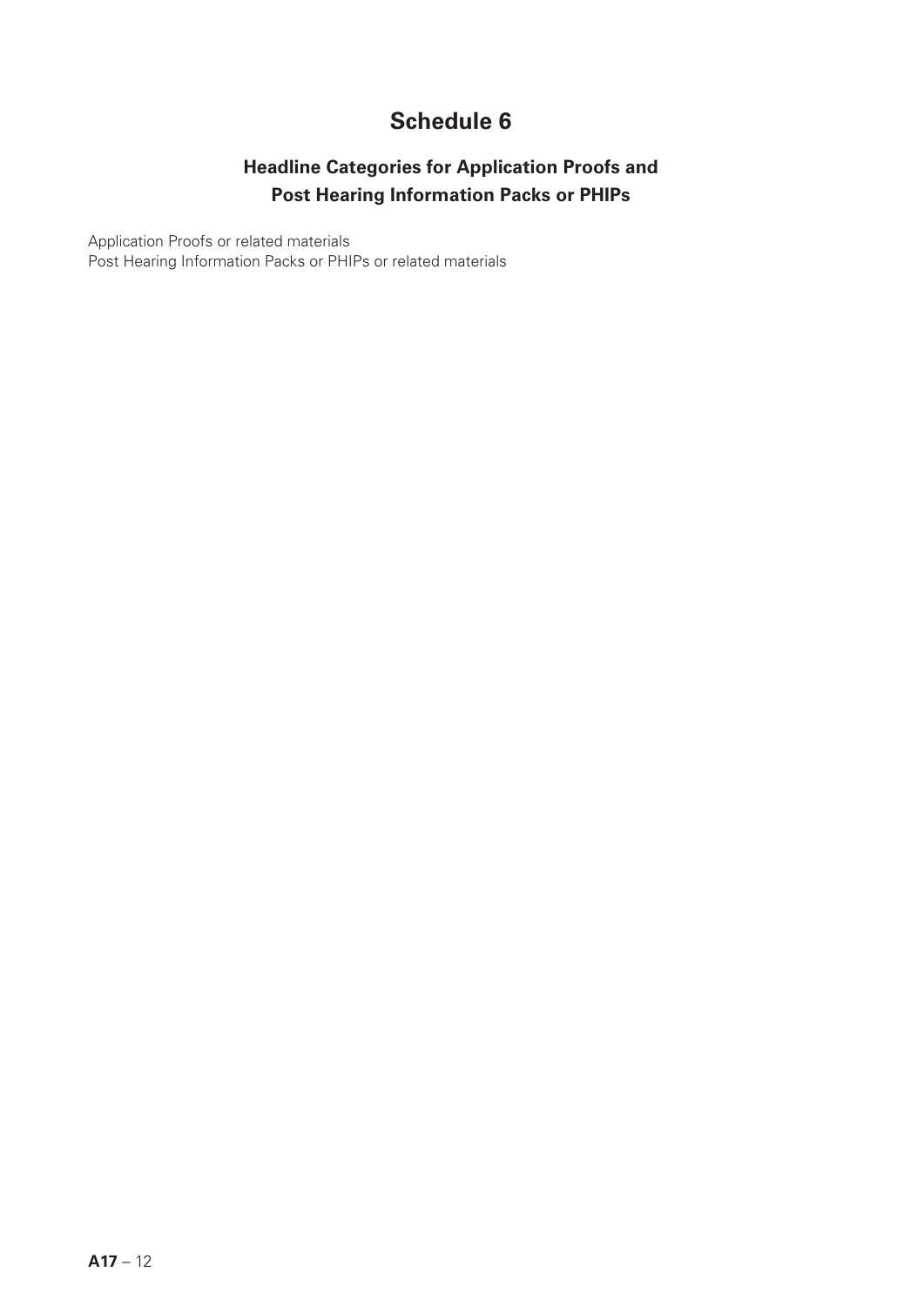# Schedule 6

## Headline Categories for Application Proofs and Post Hearing Information Packs or PHIPs

Application Proofs or related materials
Post Hearing Information Packs or PHIPs or related materials